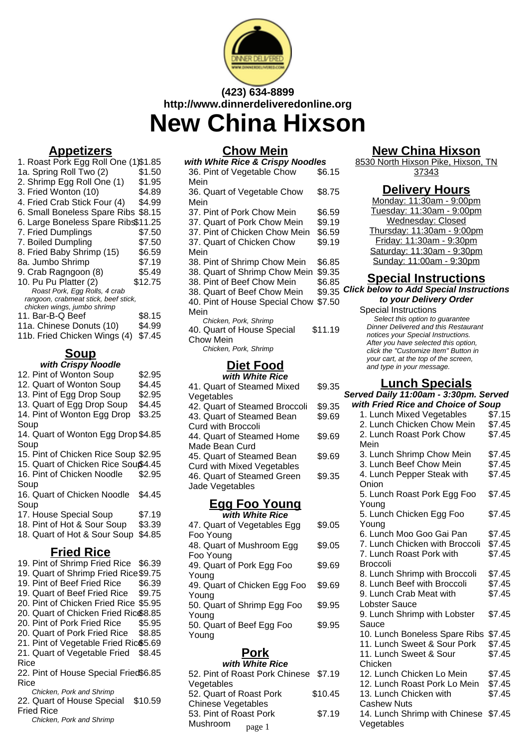(423) 634-8899
http://www.dinnerdeliveredonline.org

# New China Hixson

## Appetizers

| Item | Price |
|---|---|
| 1. Roast Pork Egg Roll One (1) | $1.85 |
| 1a. Spring Roll Two (2) | $1.50 |
| 2. Shrimp Egg Roll One (1) | $1.95 |
| 3. Fried Wonton (10) | $4.89 |
| 4. Fried Crab Stick Four (4) | $4.99 |
| 6. Small Boneless Spare Ribs | $8.15 |
| 6. Large Boneless Spare Ribs | $11.25 |
| 7. Fried Dumplings | $7.50 |
| 7. Boiled Dumpling | $7.50 |
| 8. Fried Baby Shrimp (15) | $6.59 |
| 8a. Jumbo Shrimp | $7.19 |
| 9. Crab Ragngoon (8) | $5.49 |
| 10. Pu Pu Platter (2) *Roast Pork, Egg Rolls, 4 crab rangoon, crabmeat stick, beef stick, chicken wings, jumbo shrimp* | $12.75 |
| 11. Bar-B-Q Beef | $8.15 |
| 11a. Chinese Donuts (10) | $4.99 |
| 11b. Fried Chicken Wings (4) | $7.45 |

## Soup

**with Crispy Noodle**

| Item | Price |
|---|---|
| 12. Pint of Wonton Soup | $2.95 |
| 12. Quart of Wonton Soup | $4.45 |
| 13. Pint of Egg Drop Soup | $2.95 |
| 13. Quart of Egg Drop Soup | $4.45 |
| 14. Pint of Wonton Egg Drop Soup | $3.25 |
| 14. Quart of Wonton Egg Drop Soup | $4.85 |
| 15. Pint of Chicken Rice Soup | $2.95 |
| 15. Quart of Chicken Rice Soup | $4.45 |
| 16. Pint of Chicken Noodle Soup | $2.95 |
| 16. Quart of Chicken Noodle Soup | $4.45 |
| 17. House Special Soup | $7.19 |
| 18. Pint of Hot & Sour Soup | $3.39 |
| 18. Quart of Hot & Sour Soup | $4.85 |

## Fried Rice

| Item | Price |
|---|---|
| 19. Pint of Shrimp Fried Rice | $6.39 |
| 19. Quart of Shrimp Fried Rice | $9.75 |
| 19. Pint of Beef Fried Rice | $6.39 |
| 19. Quart of Beef Fried Rice | $9.75 |
| 20. Pint of Chicken Fried Rice | $5.95 |
| 20. Quart of Chicken Fried Rice | $8.85 |
| 20. Pint of Pork Fried Rice | $5.95 |
| 20. Quart of Pork Fried Rice | $8.85 |
| 21. Pint of Vegetable Fried Rice | $5.69 |
| 21. Quart of Vegetable Fried Rice | $8.45 |
| 22. Pint of House Special Fried Rice *Chicken, Pork and Shrimp* | $6.85 |
| 22. Quart of House Special Fried Rice *Chicken, Pork and Shrimp* | $10.59 |

## Chow Mein

**with White Rice & Crispy Noodles**

| Item | Price |
|---|---|
| 36. Pint of Vegetable Chow Mein | $6.15 |
| 36. Quart of Vegetable Chow Mein | $8.75 |
| 37. Pint of Pork Chow Mein | $6.59 |
| 37. Quart of Pork Chow Mein | $9.19 |
| 37. Pint of Chicken Chow Mein | $6.59 |
| 37. Quart of Chicken Chow Mein | $9.19 |
| 38. Pint of Shrimp Chow Mein | $6.85 |
| 38. Quart of Shrimp Chow Mein | $9.35 |
| 38. Pint of Beef Chow Mein | $6.85 |
| 38. Quart of Beef Chow Mein | $9.35 |
| 40. Pint of House Special Chow Mein *Chicken, Pork, Shrimp* | $7.50 |
| 40. Quart of House Special Chow Mein *Chicken, Pork, Shrimp* | $11.19 |

## Diet Food

**with White Rice**

| Item | Price |
|---|---|
| 41. Quart of Steamed Mixed Vegetables | $9.35 |
| 42. Quart of Steamed Broccoli | $9.35 |
| 43. Quart of Steamed Bean Curd with Broccoli | $9.69 |
| 44. Quart of Steamed Home Made Bean Curd | $9.69 |
| 45. Quart of Steamed Bean Curd with Mixed Vegetables | $9.69 |
| 46. Quart of Steamed Green Jade Vegetables | $9.35 |

## Egg Foo Young

**with White Rice**

| Item | Price |
|---|---|
| 47. Quart of Vegetables Egg Foo Young | $9.05 |
| 48. Quart of Mushroom Egg Foo Young | $9.05 |
| 49. Quart of Pork Egg Foo Young | $9.69 |
| 49. Quart of Chicken Egg Foo Young | $9.69 |
| 50. Quart of Shrimp Egg Foo Young | $9.95 |
| 50. Quart of Beef Egg Foo Young | $9.95 |

## Pork

**with White Rice**

| Item | Price |
|---|---|
| 52. Pint of Roast Pork Chinese Vegetables | $7.19 |
| 52. Quart of Roast Pork Chinese Vegetables | $10.45 |
| 53. Pint of Roast Pork Mushroom | $7.19 |

## New China Hixson

8530 North Hixson Pike, Hixson, TN 37343

## Delivery Hours

Monday: 11:30am - 9:00pm
Tuesday: 11:30am - 9:00pm
Wednesday: Closed
Thursday: 11:30am - 9:00pm
Friday: 11:30am - 9:30pm
Saturday: 11:30am - 9:30pm
Sunday: 11:00am - 9:30pm

## Special Instructions

***Click below to Add Special Instructions to your Delivery Order***

Special Instructions

*Select this option to guarantee Dinner Delivered and this Restaurant notices your Special Instructions. After you have selected this option, click the "Customize Item" Button in your cart, at the top of the screen, and type in your message.*

## Lunch Specials

***Served Daily 11:00am - 3:30pm. Served with Fried Rice and Choice of Soup***

| Item | Price |
|---|---|
| 1. Lunch Mixed Vegetables | $7.15 |
| 2. Lunch Chicken Chow Mein | $7.45 |
| 2. Lunch Roast Pork Chow Mein | $7.45 |
| 3. Lunch Shrimp Chow Mein | $7.45 |
| 3. Lunch Beef Chow Mein | $7.45 |
| 4. Lunch Pepper Steak with Onion | $7.45 |
| 5. Lunch Roast Pork Egg Foo Young | $7.45 |
| 5. Lunch Chicken Egg Foo Young | $7.45 |
| 6. Lunch Moo Goo Gai Pan | $7.45 |
| 7. Lunch Chicken with Broccoli | $7.45 |
| 7. Lunch Roast Pork with Broccoli | $7.45 |
| 8. Lunch Shrimp with Broccoli | $7.45 |
| 8. Lunch Beef with Broccoli | $7.45 |
| 9. Lunch Crab Meat with Lobster Sauce | $7.45 |
| 9. Lunch Shrimp with Lobster Sauce | $7.45 |
| 10. Lunch Boneless Spare Ribs | $7.45 |
| 11. Lunch Sweet & Sour Pork | $7.45 |
| 11. Lunch Sweet & Sour Chicken | $7.45 |
| 12. Lunch Chicken Lo Mein | $7.45 |
| 12. Lunch Roast Pork Lo Mein | $7.45 |
| 13. Lunch Chicken with Cashew Nuts | $7.45 |
| 14. Lunch Shrimp with Chinese Vegetables | $7.45 |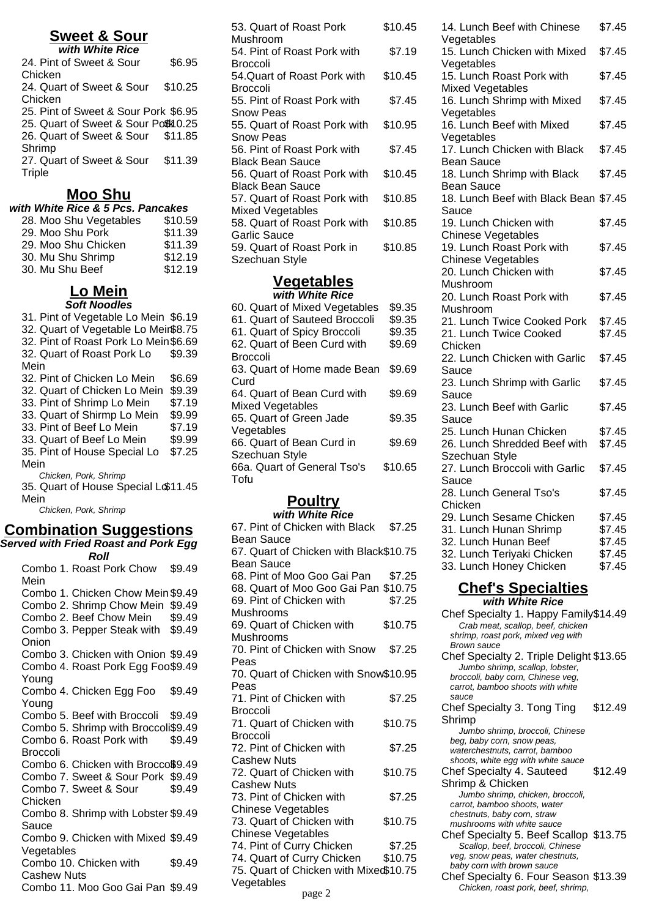## Sweet & Sour

**_with White Rice_**

| Item | Price |
|---|---|
| 24. Pint of Sweet & Sour Chicken | $6.95 |
| 24. Quart of Sweet & Sour Chicken | $10.25 |
| 25. Pint of Sweet & Sour Pork | $6.95 |
| 25. Quart of Sweet & Sour Pork | $10.25 |
| 26. Quart of Sweet & Sour Shrimp | $11.85 |
| 27. Quart of Sweet & Sour Triple | $11.39 |

## Moo Shu

**_with White Rice & 5 Pcs. Pancakes_**

| Item | Price |
|---|---|
| 28. Moo Shu Vegetables | $10.59 |
| 29. Moo Shu Pork | $11.39 |
| 29. Moo Shu Chicken | $11.39 |
| 30. Mu Shu Shrimp | $12.19 |
| 30. Mu Shu Beef | $12.19 |

## Lo Mein

**_Soft Noodles_**

| Item | Price |
|---|---|
| 31. Pint of Vegetable Lo Mein | $6.19 |
| 32. Quart of Vegetable Lo Mein | $8.75 |
| 32. Pint of Roast Pork Lo Mein | $6.69 |
| 32. Quart of Roast Pork Lo Mein | $9.39 |
| 32. Pint of Chicken Lo Mein | $6.69 |
| 32. Quart of Chicken Lo Mein | $9.39 |
| 33. Pint of Shrimp Lo Mein | $7.19 |
| 33. Quart of Shirmp Lo Mein | $9.99 |
| 33. Pint of Beef Lo Mein | $7.19 |
| 33. Quart of Beef Lo Mein | $9.99 |
| 35. Pint of House Special Lo Mein<br>*Chicken, Pork, Shrimp* | $7.25 |
| 35. Quart of House Special Lo Mein<br>*Chicken, Pork, Shrimp* | $11.45 |

## Combination Suggestions

**_Served with Fried Roast and Pork Egg Roll_**

| Item | Price |
|---|---|
| Combo 1. Roast Pork Chow Mein | $9.49 |
| Combo 1. Chicken Chow Mein | $9.49 |
| Combo 2. Shrimp Chow Mein | $9.49 |
| Combo 2. Beef Chow Mein | $9.49 |
| Combo 3. Pepper Steak with Onion | $9.49 |
| Combo 3. Chicken with Onion | $9.49 |
| Combo 4. Roast Pork Egg Foo Young | $9.49 |
| Combo 4. Chicken Egg Foo Young | $9.49 |
| Combo 5. Beef with Broccoli | $9.49 |
| Combo 5. Shrimp with Broccoli | $9.49 |
| Combo 6. Roast Pork with Broccoli | $9.49 |
| Combo 6. Chicken with Broccoli | $9.49 |
| Combo 7. Sweet & Sour Pork | $9.49 |
| Combo 7. Sweet & Sour Chicken | $9.49 |
| Combo 8. Shrimp with Lobster Sauce | $9.49 |
| Combo 9. Chicken with Mixed Vegetables | $9.49 |
| Combo 10. Chicken with Cashew Nuts | $9.49 |
| Combo 11. Moo Goo Gai Pan | $9.49 |

| Item | Price |
|---|---|
| 53. Quart of Roast Pork Mushroom | $10.45 |
| 54. Pint of Roast Pork with Broccoli | $7.19 |
| 54.Quart of Roast Pork with Broccoli | $10.45 |
| 55. Pint of Roast Pork with Snow Peas | $7.45 |
| 55. Quart of Roast Pork with Snow Peas | $10.95 |
| 56. Pint of Roast Pork with Black Bean Sauce | $7.45 |
| 56. Quart of Roast Pork with Black Bean Sauce | $10.45 |
| 57. Quart of Roast Pork with Mixed Vegetables | $10.85 |
| 58. Quart of Roast Pork with Garlic Sauce | $10.85 |
| 59. Quart of Roast Pork in Szechuan Style | $10.85 |

## Vegetables

**_with White Rice_**

| Item | Price |
|---|---|
| 60. Quart of Mixed Vegetables | $9.35 |
| 61. Quart of Sauteed Broccoli | $9.35 |
| 61. Quart of Spicy Broccoli | $9.35 |
| 62. Quart of Been Curd with Broccoli | $9.69 |
| 63. Quart of Home made Bean Curd | $9.69 |
| 64. Quart of Bean Curd with Mixed Vegetables | $9.69 |
| 65. Quart of Green Jade Vegetables | $9.35 |
| 66. Quart of Bean Curd in Szechuan Style | $9.69 |
| 66a. Quart of General Tso's Tofu | $10.65 |

## Poultry

**_with White Rice_**

| Item | Price |
|---|---|
| 67. Pint of Chicken with Black Bean Sauce | $7.25 |
| 67. Quart of Chicken with Black Bean Sauce | $10.75 |
| 68. Pint of Moo Goo Gai Pan | $7.25 |
| 68. Quart of Moo Goo Gai Pan | $10.75 |
| 69. Pint of Chicken with Mushrooms | $7.25 |
| 69. Quart of Chicken with Mushrooms | $10.75 |
| 70. Pint of Chicken with Snow Peas | $7.25 |
| 70. Quart of Chicken with Snow Peas | $10.95 |
| 71. Pint of Chicken with Broccoli | $7.25 |
| 71. Quart of Chicken with Broccoli | $10.75 |
| 72. Pint of Chicken with Cashew Nuts | $7.25 |
| 72. Quart of Chicken with Cashew Nuts | $10.75 |
| 73. Pint of Chicken with Chinese Vegetables | $7.25 |
| 73. Quart of Chicken with Chinese Vegetables | $10.75 |
| 74. Pint of Curry Chicken | $7.25 |
| 74. Quart of Curry Chicken | $10.75 |
| 75. Quart of Chicken with Mixed Vegetables | $10.75 |

| Item | Price |
|---|---|
| 14. Lunch Beef with Chinese Vegetables | $7.45 |
| 15. Lunch Chicken with Mixed Vegetables | $7.45 |
| 15. Lunch Roast Pork with Mixed Vegetables | $7.45 |
| 16. Lunch Shrimp with Mixed Vegetables | $7.45 |
| 16. Lunch Beef with Mixed Vegetables | $7.45 |
| 17. Lunch Chicken with Black Bean Sauce | $7.45 |
| 18. Lunch Shrimp with Black Bean Sauce | $7.45 |
| 18. Lunch Beef with Black Bean Sauce | $7.45 |
| 19. Lunch Chicken with Chinese Vegetables | $7.45 |
| 19. Lunch Roast Pork with Chinese Vegetables | $7.45 |
| 20. Lunch Chicken with Mushroom | $7.45 |
| 20. Lunch Roast Pork with Mushroom | $7.45 |
| 21. Lunch Twice Cooked Pork | $7.45 |
| 21. Lunch Twice Cooked Chicken | $7.45 |
| 22. Lunch Chicken with Garlic Sauce | $7.45 |
| 23. Lunch Shrimp with Garlic Sauce | $7.45 |
| 23. Lunch Beef with Garlic Sauce | $7.45 |
| 25. Lunch Hunan Chicken | $7.45 |
| 26. Lunch Shredded Beef with Szechuan Style | $7.45 |
| 27. Lunch Broccoli with Garlic Sauce | $7.45 |
| 28. Lunch General Tso's Chicken | $7.45 |
| 29. Lunch Sesame Chicken | $7.45 |
| 31. Lunch Hunan Shrimp | $7.45 |
| 32. Lunch Hunan Beef | $7.45 |
| 32. Lunch Teriyaki Chicken | $7.45 |
| 33. Lunch Honey Chicken | $7.45 |

## Chef's Specialties

**_with White Rice_**

| Item | Price |
|---|---|
| Chef Specialty 1. Happy Family<br>*Crab meat, scallop, beef, chicken shrimp, roast pork, mixed veg with Brown sauce* | $14.49 |
| Chef Specialty 2. Triple Delight<br>*Jumbo shrimp, scallop, lobster, broccoli, baby corn, Chinese veg, carrot, bamboo shoots with white sauce* | $13.65 |
| Chef Specialty 3. Tong Ting Shrimp<br>*Jumbo shrimp, broccoli, Chinese beg, baby corn, snow peas, waterchestnuts, carrot, bamboo shoots, white egg with white sauce* | $12.49 |
| Chef Specialty 4. Sauteed Shrimp & Chicken<br>*Jumbo shrimp, chicken, broccoli, carrot, bamboo shoots, water chestnuts, baby corn, straw mushrooms with white sauce* | $12.49 |
| Chef Specialty 5. Beef Scallop<br>*Scallop, beef, broccoli, Chinese veg, snow peas, water chestnuts, baby corn with brown sauce* | $13.75 |
| Chef Specialty 6. Four Season<br>*Chicken, roast pork, beef, shrimp,* | $13.39 |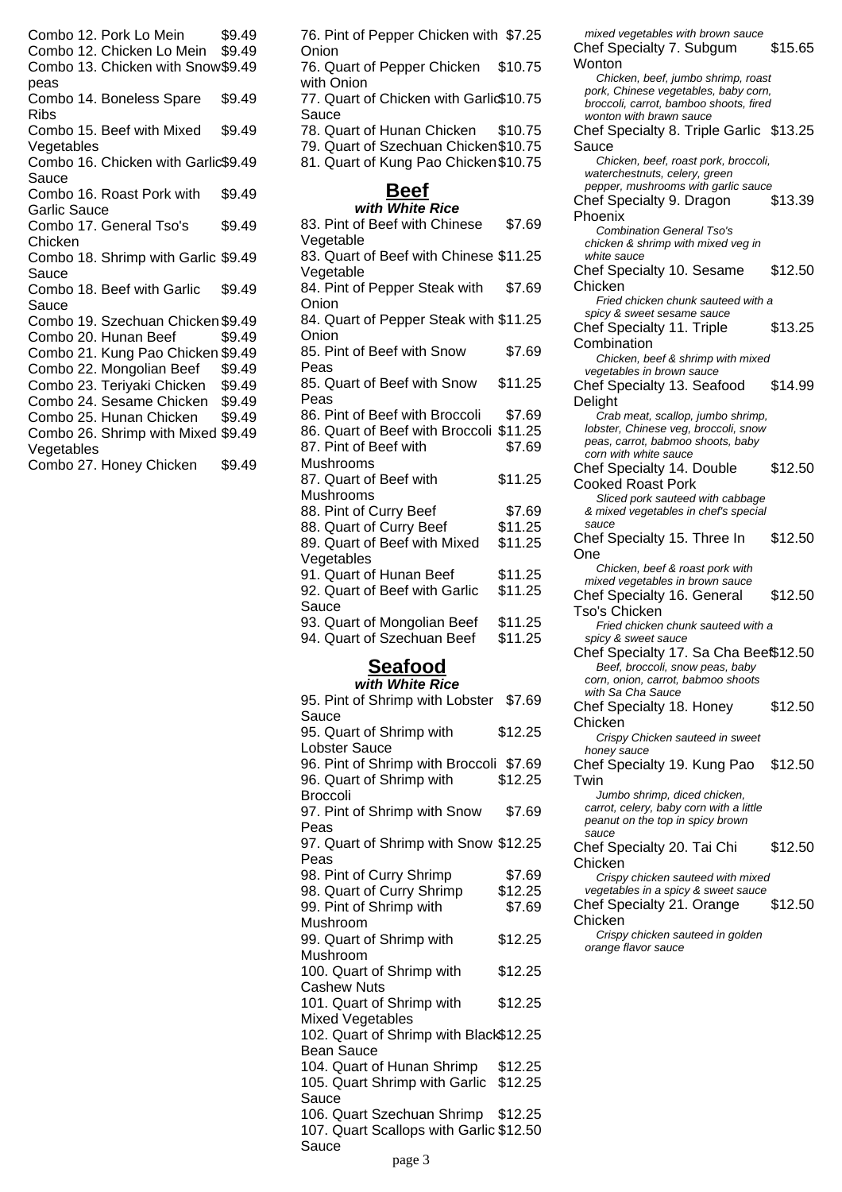Combo 12. Pork Lo Mein $9.49
Combo 12. Chicken Lo Mein $9.49
Combo 13. Chicken with Snow peas $9.49
Combo 14. Boneless Spare Ribs $9.49
Combo 15. Beef with Mixed Vegetables $9.49
Combo 16. Chicken with Garlic Sauce $9.49
Combo 16. Roast Pork with Garlic Sauce $9.49
Combo 17. General Tso's Chicken $9.49
Combo 18. Shrimp with Garlic Sauce $9.49
Combo 18. Beef with Garlic Sauce $9.49
Combo 19. Szechuan Chicken $9.49
Combo 20. Hunan Beef $9.49
Combo 21. Kung Pao Chicken $9.49
Combo 22. Mongolian Beef $9.49
Combo 23. Teriyaki Chicken $9.49
Combo 24. Sesame Chicken $9.49
Combo 25. Hunan Chicken $9.49
Combo 26. Shrimp with Mixed Vegetables $9.49
Combo 27. Honey Chicken $9.49

76. Pint of Pepper Chicken with Onion $7.25
76. Quart of Pepper Chicken with Onion $10.75
77. Quart of Chicken with Garlic Sauce $10.75
78. Quart of Hunan Chicken $10.75
79. Quart of Szechuan Chicken $10.75
81. Quart of Kung Pao Chicken $10.75

## Beef

***with White Rice***

83. Pint of Beef with Chinese Vegetable $7.69
83. Quart of Beef with Chinese Vegetable $11.25
84. Pint of Pepper Steak with Onion $7.69
84. Quart of Pepper Steak with Onion $11.25
85. Pint of Beef with Snow Peas $7.69
85. Quart of Beef with Snow Peas $11.25
86. Pint of Beef with Broccoli $7.69
86. Quart of Beef with Broccoli $11.25
87. Pint of Beef with Mushrooms $7.69
87. Quart of Beef with Mushrooms $11.25
88. Pint of Curry Beef $7.69
88. Quart of Curry Beef $11.25
89. Quart of Beef with Mixed Vegetables $11.25
91. Quart of Hunan Beef $11.25
92. Quart of Beef with Garlic Sauce $11.25
93. Quart of Mongolian Beef $11.25
94. Quart of Szechuan Beef $11.25

## Seafood

***with White Rice***

95. Pint of Shrimp with Lobster Sauce $7.69
95. Quart of Shrimp with Lobster Sauce $12.25
96. Pint of Shrimp with Broccoli $7.69
96. Quart of Shrimp with Broccoli $12.25
97. Pint of Shrimp with Snow Peas $7.69
97. Quart of Shrimp with Snow Peas $12.25
98. Pint of Curry Shrimp $7.69
98. Quart of Curry Shrimp $12.25
99. Pint of Shrimp with Mushroom $7.69
99. Quart of Shrimp with Mushroom $12.25
100. Quart of Shrimp with Cashew Nuts $12.25
101. Quart of Shrimp with Mixed Vegetables $12.25
102. Quart of Shrimp with Black Bean Sauce $12.25
104. Quart of Hunan Shrimp $12.25
105. Quart Shrimp with Garlic Sauce $12.25
106. Quart Szechuan Shrimp $12.25
107. Quart Scallops with Garlic Sauce $12.50

*mixed vegetables with brown sauce*

Chef Specialty 7. Subgum Wonton $15.65
*Chicken, beef, jumbo shrimp, roast pork, Chinese vegetables, baby corn, broccoli, carrot, bamboo shoots, fired wonton with brawn sauce*

Chef Specialty 8. Triple Garlic Sauce $13.25
*Chicken, beef, roast pork, broccoli, waterchestnuts, celery, green pepper, mushrooms with garlic sauce*

Chef Specialty 9. Dragon Phoenix $13.39
*Combination General Tso's chicken & shrimp with mixed veg in white sauce*

Chef Specialty 10. Sesame Chicken $12.50
*Fried chicken chunk sauteed with a spicy & sweet sesame sauce*

Chef Specialty 11. Triple Combination $13.25
*Chicken, beef & shrimp with mixed vegetables in brown sauce*

Chef Specialty 13. Seafood Delight $14.99
*Crab meat, scallop, jumbo shrimp, lobster, Chinese veg, broccoli, snow peas, carrot, babmoo shoots, baby corn with white sauce*

Chef Specialty 14. Double Cooked Roast Pork $12.50
*Sliced pork sauteed with cabbage & mixed vegetables in chef's special sauce*

Chef Specialty 15. Three In One $12.50
*Chicken, beef & roast pork with mixed vegetables in brown sauce*

Chef Specialty 16. General Tso's Chicken $12.50
*Fried chicken chunk sauteed with a spicy & sweet sauce*

Chef Specialty 17. Sa Cha Beef $12.50
*Beef, broccoli, snow peas, baby corn, onion, carrot, babmoo shoots with Sa Cha Sauce*

Chef Specialty 18. Honey Chicken $12.50
*Crispy Chicken sauteed in sweet honey sauce*

Chef Specialty 19. Kung Pao Twin $12.50
*Jumbo shrimp, diced chicken, carrot, celery, baby corn with a little peanut on the top in spicy brown sauce*

Chef Specialty 20. Tai Chi Chicken $12.50
*Crispy chicken sauteed with mixed vegetables in a spicy & sweet sauce*

Chef Specialty 21. Orange Chicken $12.50
*Crispy chicken sauteed in golden orange flavor sauce*